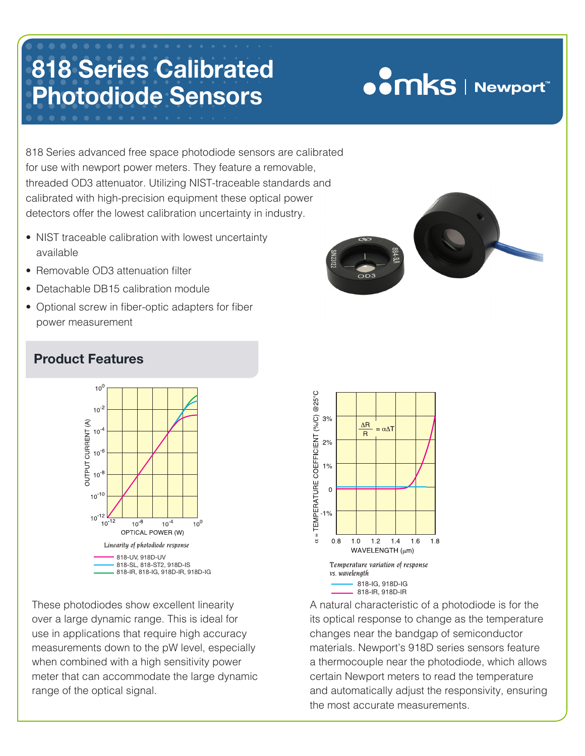# 818 Series Calibrated Photodiode Sensors

818 Series advanced free space photodiode sensors are calibrated for use with newport power meters. They feature a removable, threaded OD3 attenuator. Utilizing NIST-traceable standards and calibrated with high-precision equipment these optical power detectors offer the lowest calibration uncertainty in industry.

- NIST traceable calibration with lowest uncertainty available
- Removable OD3 attenuation filter
- Detachable DB15 calibration module
- Optional screw in fiber-optic adapters for fiber power measurement

## Product Features

*Linearity of photodiode response*

- 818-UV, 918D-UV
- 818-SL, 818-ST2, 918D-IS
- 818-IR, 818-IG, 918D-IR, 918D-IG

These photodiodes show excellent linearity over a large dynamic range. This is ideal for use in applications that require high accuracy measurements down to the pW level, especially when combined with a high sensitivity power meter that can accommodate the large dynamic range of the optical signal.

$$\frac{\Delta R}{R} = \alpha \Delta T$$

*Temperature variation of response vs. wavelength*

- 818-IG, 918D-IG
- 818-IR, 918D-IR

A natural characteristic of a photodiode is for the its optical response to change as the temperature changes near the bandgap of semiconductor materials. Newport's 918D series sensors feature a thermocouple near the photodiode, which allows certain Newport meters to read the temperature and automatically adjust the responsivity, ensuring the most accurate measurements.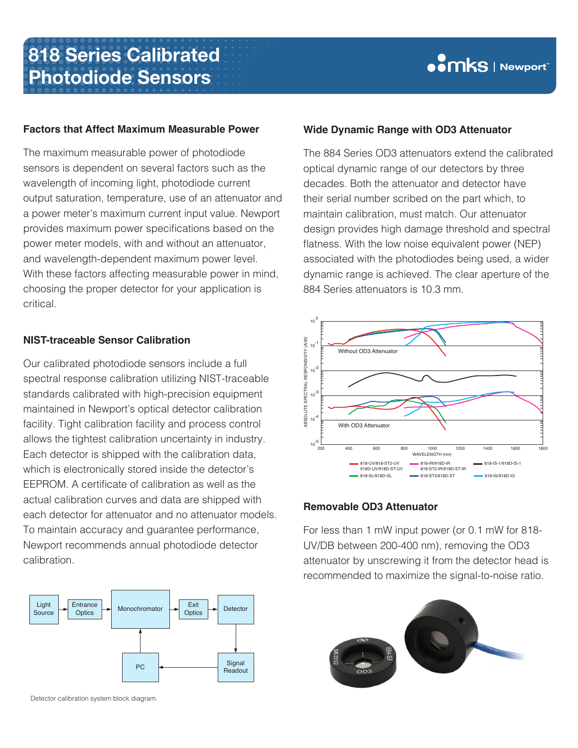## Factors that Affect Maximum Measurable Power

The maximum measurable power of photodiode sensors is dependent on several factors such as the wavelength of incoming light, photodiode current output saturation, temperature, use of an attenuator and a power meter's maximum current input value. Newport provides maximum power specifications based on the power meter models, with and without an attenuator, and wavelength-dependent maximum power level. With these factors affecting measurable power in mind, choosing the proper detector for your application is critical.

## NIST-traceable Sensor Calibration

Our calibrated photodiode sensors include a full spectral response calibration utilizing NIST-traceable standards calibrated with high-precision equipment maintained in Newport's optical detector calibration facility. Tight calibration facility and process control allows the tightest calibration uncertainty in industry. Each detector is shipped with the calibration data, which is electronically stored inside the detector's EEPROM. A certificate of calibration as well as the actual calibration curves and data are shipped with each detector for attenuator and no attenuator models. To maintain accuracy and guarantee performance, Newport recommends annual photodiode detector calibration.

Detector calibration system block diagram.

## Wide Dynamic Range with OD3 Attenuator

The 884 Series OD3 attenuators extend the calibrated optical dynamic range of our detectors by three decades. Both the attenuator and detector have their serial number scribed on the part which, to maintain calibration, must match. Our attenuator design provides high damage threshold and spectral flatness. With the low noise equivalent power (NEP) associated with the photodiodes being used, a wider dynamic range is achieved. The clear aperture of the 884 Series attenuators is 10.3 mm.

## Removable OD3 Attenuator

For less than 1 mW input power (or 0.1 mW for 818-UV/DB between 200-400 nm), removing the OD3 attenuator by unscrewing it from the detector head is recommended to maximize the signal-to-noise ratio.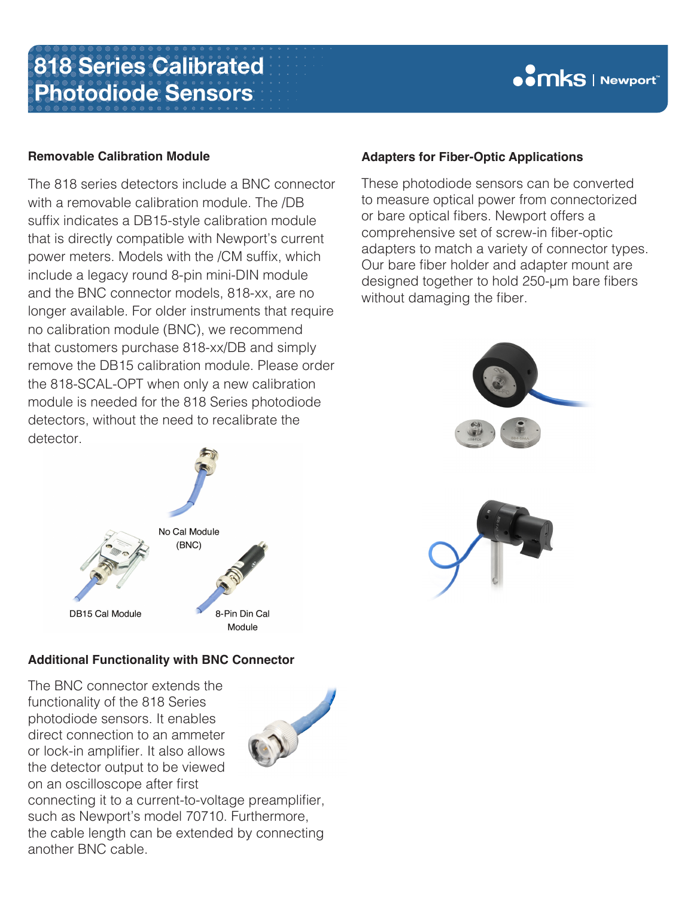# 818 Series Calibrated Photodiode Sensors

### Removable Calibration Module

The 818 series detectors include a BNC connector with a removable calibration module. The /DB suffix indicates a DB15-style calibration module that is directly compatible with Newport's current power meters. Models with the /CM suffix, which include a legacy round 8-pin mini-DIN module and the BNC connector models, 818-xx, are no longer available. For older instruments that require no calibration module (BNC), we recommend that customers purchase 818-xx/DB and simply remove the DB15 calibration module. Please order the 818-SCAL-OPT when only a new calibration module is needed for the 818 Series photodiode detectors, without the need to recalibrate the detector.

No Cal Module (BNC)

DB15 Cal Module

8-Pin Din Cal Module

### Additional Functionality with BNC Connector

The BNC connector extends the functionality of the 818 Series photodiode sensors. It enables direct connection to an ammeter or lock-in amplifier. It also allows the detector output to be viewed on an oscilloscope after first connecting it to a current-to-voltage preamplifier, such as Newport's model 70710. Furthermore, the cable length can be extended by connecting another BNC cable.

### Adapters for Fiber-Optic Applications

These photodiode sensors can be converted to measure optical power from connectorized or bare optical fibers. Newport offers a comprehensive set of screw-in fiber-optic adapters to match a variety of connector types. Our bare fiber holder and adapter mount are designed together to hold 250-µm bare fibers without damaging the fiber.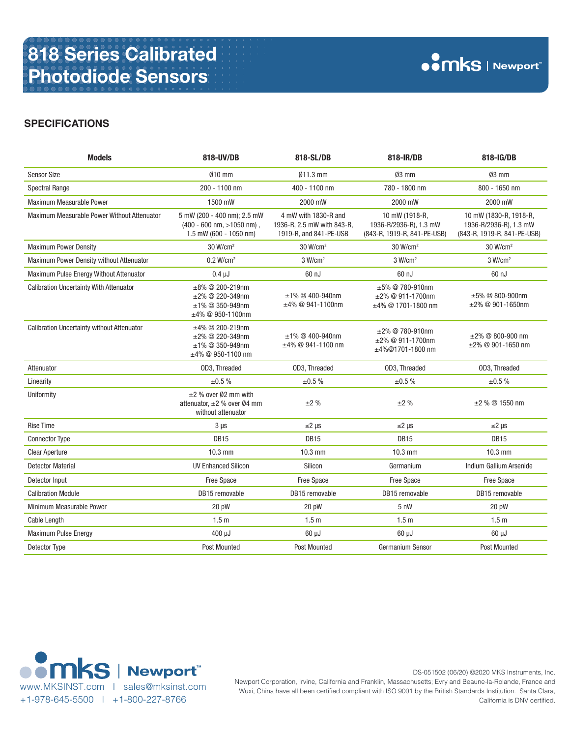# 818 Series Calibrated Photodiode Sensors

## SPECIFICATIONS

| Models | 818-UV/DB | 818-SL/DB | 818-IR/DB | 818-IG/DB |
|---|---|---|---|---|
| Sensor Size | Ø10 mm | Ø11.3 mm | Ø3 mm | Ø3 mm |
| Spectral Range | 200 - 1100 nm | 400 - 1100 nm | 780 - 1800 nm | 800 - 1650 nm |
| Maximum Measurable Power | 1500 mW | 2000 mW | 2000 mW | 2000 mW |
| Maximum Measurable Power Without Attenuator | 5 mW (200 - 400 nm); 2.5 mW (400 - 600 nm, >1050 nm) , 1.5 mW (600 - 1050 nm) | 4 mW with 1830-R and 1936-R, 2.5 mW with 843-R, 1919-R, and 841-PE-USB | 10 mW (1918-R, 1936-R/2936-R), 1.3 mW (843-R, 1919-R, 841-PE-USB) | 10 mW (1830-R, 1918-R, 1936-R/2936-R), 1.3 mW (843-R, 1919-R, 841-PE-USB) |
| Maximum Power Density | 30 W/cm² | 30 W/cm² | 30 W/cm² | 30 W/cm² |
| Maximum Power Density without Attenuator | 0.2 W/cm² | 3 W/cm² | 3 W/cm² | 3 W/cm² |
| Maximum Pulse Energy Without Attenuator | 0.4 µJ | 60 nJ | 60 nJ | 60 nJ |
| Calibration Uncertainty With Attenuator | ±8% @ 200-219nm<br>±2% @ 220-349nm<br>±1% @ 350-949nm<br>±4% @ 950-1100nm | ±1% @ 400-940nm<br>±4% @ 941-1100nm | ±5% @ 780-910nm<br>±2% @ 911-1700nm<br>±4% @ 1701-1800 nm | ±5% @ 800-900nm<br>±2% @ 901-1650nm |
| Calibration Uncertainty without Attenuator | ±4% @ 200-219nm<br>±2% @ 220-349nm<br>±1% @ 350-949nm<br>±4% @ 950-1100 nm | ±1% @ 400-940nm<br>±4% @ 941-1100 nm | ±2% @ 780-910nm<br>±2% @ 911-1700nm<br>±4%@1701-1800 nm | ±2% @ 800-900 nm<br>±2% @ 901-1650 nm |
| Attenuator | OD3, Threaded | OD3, Threaded | OD3, Threaded | OD3, Threaded |
| Linearity | ±0.5 % | ±0.5 % | ±0.5 % | ±0.5 % |
| Uniformity | ±2 % over Ø2 mm with attenuator, ±2 % over Ø4 mm without attenuator | ±2 % | ±2 % | ±2 % @ 1550 nm |
| Rise Time | 3 µs | ≤2 µs | ≤2 µs | ≤2 µs |
| Connector Type | DB15 | DB15 | DB15 | DB15 |
| Clear Aperture | 10.3 mm | 10.3 mm | 10.3 mm | 10.3 mm |
| Detector Material | UV Enhanced Silicon | Silicon | Germanium | Indium Gallium Arsenide |
| Detector Input | Free Space | Free Space | Free Space | Free Space |
| Calibration Module | DB15 removable | DB15 removable | DB15 removable | DB15 removable |
| Minimum Measurable Power | 20 pW | 20 pW | 5 nW | 20 pW |
| Cable Length | 1.5 m | 1.5 m | 1.5 m | 1.5 m |
| Maximum Pulse Energy | 400 µJ | 60 µJ | 60 µJ | 60 µJ |
| Detector Type | Post Mounted | Post Mounted | Germanium Sensor | Post Mounted |

mks | Newport™
www.MKSINST.com | sales@mksinst.com
+1-978-645-5500 | +1-800-227-8766

DS-051502 (06/20) ©2020 MKS Instruments, Inc.
Newport Corporation, Irvine, California and Franklin, Massachusetts; Evry and Beaune-la-Rolande, France and Wuxi, China have all been certified compliant with ISO 9001 by the British Standards Institution. Santa Clara, California is DNV certified.